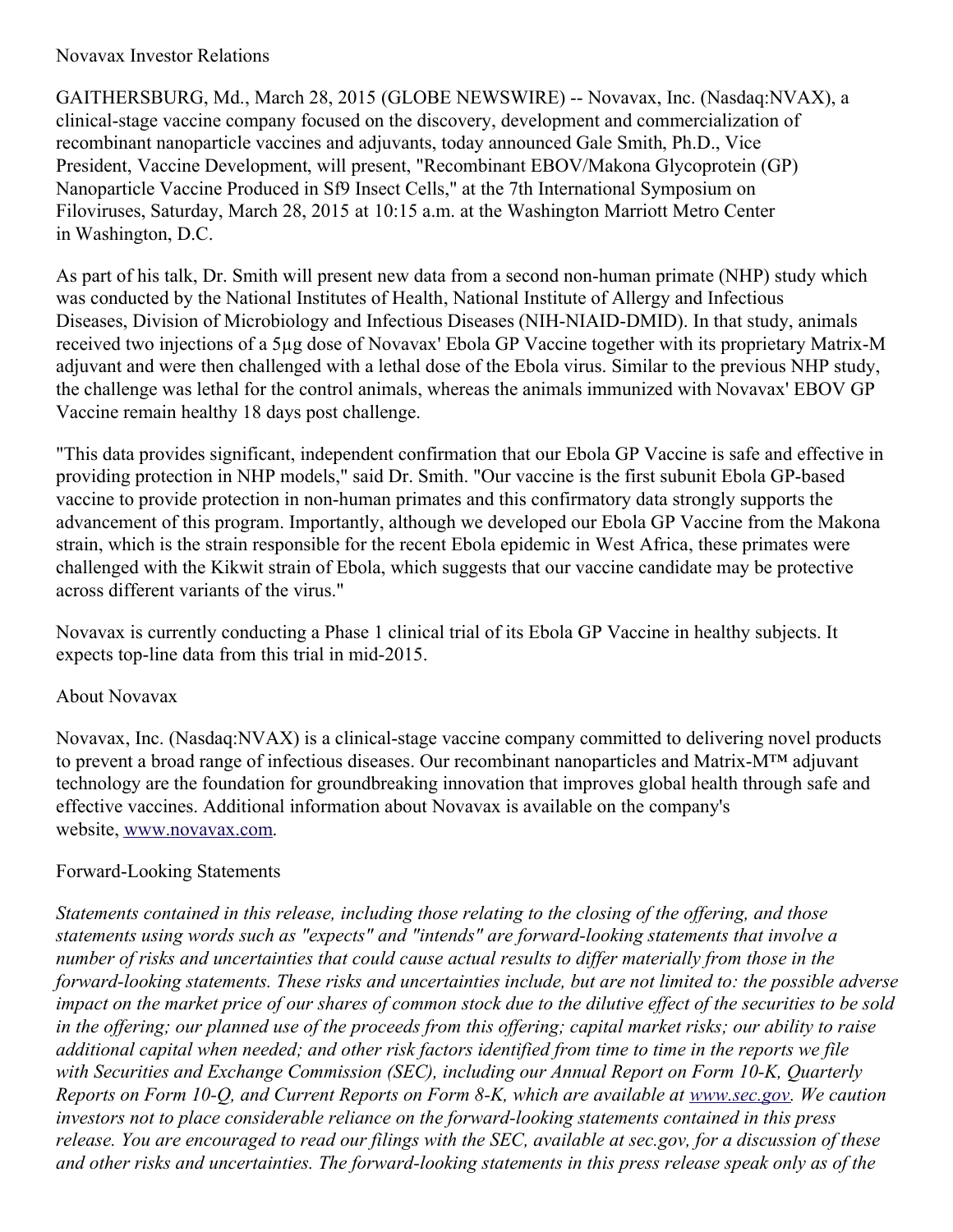Novavax Investor Relations

GAITHERSBURG, Md., March 28, 2015 (GLOBE NEWSWIRE) -- Novavax, Inc. (Nasdaq:NVAX), a clinical-stage vaccine company focused on the discovery, development and commercialization of recombinant nanoparticle vaccines and adjuvants, today announced Gale Smith, Ph.D., Vice President, Vaccine Development, will present, "Recombinant EBOV/Makona Glycoprotein (GP) Nanoparticle Vaccine Produced in Sf9 Insect Cells," at the 7th International Symposium on Filoviruses, Saturday, March 28, 2015 at 10:15 a.m. at the Washington Marriott Metro Center in Washington, D.C.

As part of his talk, Dr. Smith will present new data from a second non-human primate (NHP) study which was conducted by the National Institutes of Health, National Institute of Allergy and Infectious Diseases, Division of Microbiology and Infectious Diseases (NIH-NIAID-DMID). In that study, animals received two injections of a 5µg dose of Novavax' Ebola GP Vaccine together with its proprietary Matrix-M adjuvant and were then challenged with a lethal dose of the Ebola virus. Similar to the previous NHP study, the challenge was lethal for the control animals, whereas the animals immunized with Novavax' EBOV GP Vaccine remain healthy 18 days post challenge.

"This data provides significant, independent confirmation that our Ebola GP Vaccine is safe and effective in providing protection in NHP models," said Dr. Smith. "Our vaccine is the first subunit Ebola GP-based vaccine to provide protection in non-human primates and this confirmatory data strongly supports the advancement of this program. Importantly, although we developed our Ebola GP Vaccine from the Makona strain, which is the strain responsible for the recent Ebola epidemic in West Africa, these primates were challenged with the Kikwit strain of Ebola, which suggests that our vaccine candidate may be protective across different variants of the virus."

Novavax is currently conducting a Phase 1 clinical trial of its Ebola GP Vaccine in healthy subjects. It expects top-line data from this trial in mid-2015.

About Novavax

Novavax, Inc. (Nasdaq:NVAX) is a clinical-stage vaccine company committed to delivering novel products to prevent a broad range of infectious diseases. Our recombinant nanoparticles and Matrix-M™ adjuvant technology are the foundation for groundbreaking innovation that improves global health through safe and effective vaccines. Additional information about Novavax is available on the company's website, [www.novavax.com](http://www.novavax.com).

Forward-Looking Statements

*Statements contained in this release, including those relating to the closing of the offering, and those statements using words such as "expects" and "intends" are forward-looking statements that involve a number of risks and uncertainties that could cause actual results to differ materially from those in the forward-looking statements. These risks and uncertainties include, but are not limited to: the possible adverse impact on the market price of our shares of common stock due to the dilutive effect of the securities to be sold in the offering; our planned use of the proceeds from this offering; capital market risks; our ability to raise additional capital when needed; and other risk factors identified from time to time in the reports we file with Securities and Exchange Commission (SEC), including our Annual Report on Form 10-K, Quarterly Reports on Form 10-Q, and Current Reports on Form 8-K, which are available at [www.sec.gov](http://www.sec.gov). We caution investors not to place considerable reliance on the forward-looking statements contained in this press release. You are encouraged to read our filings with the SEC, available at sec.gov, for a discussion of these and other risks and uncertainties. The forward-looking statements in this press release speak only as of the*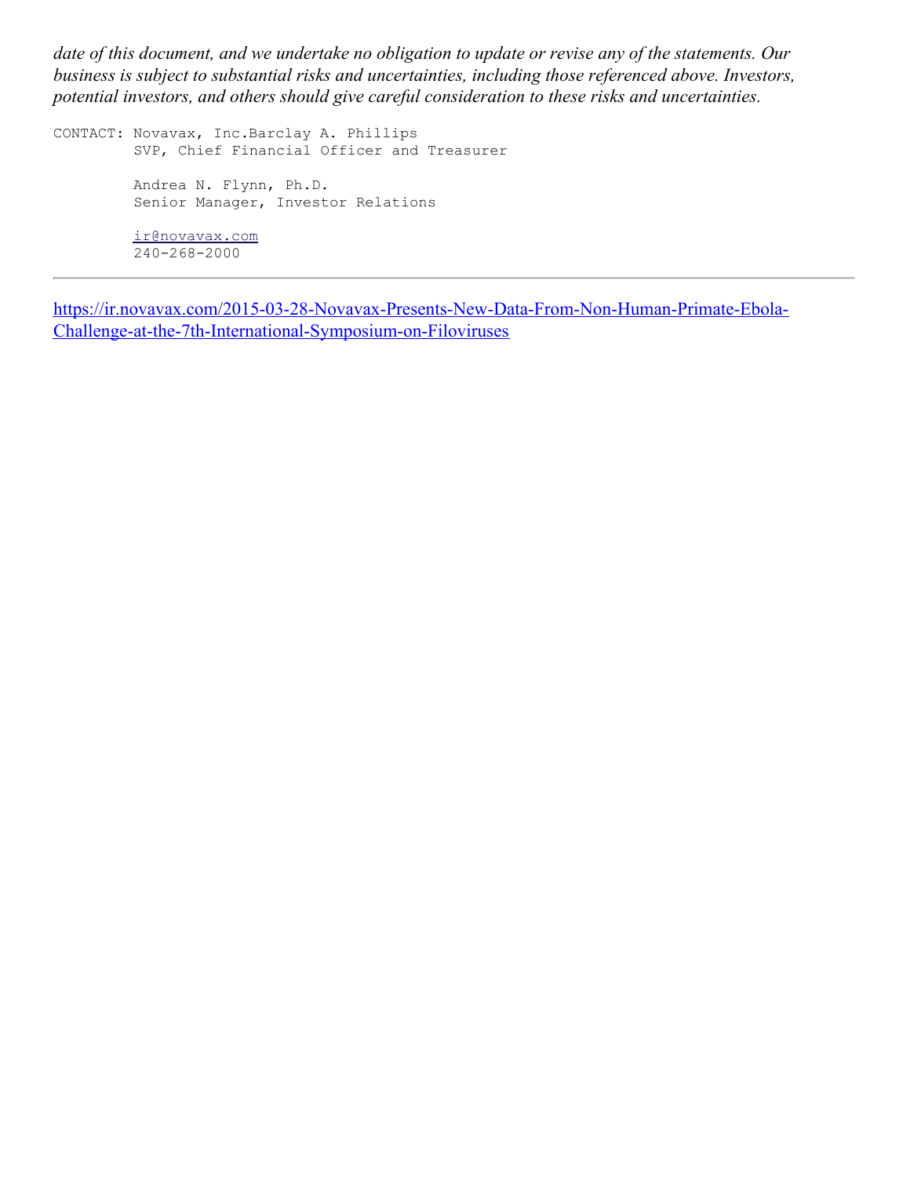*date of this document, and we undertake no obligation to update or revise any of the statements. Our business is subject to substantial risks and uncertainties, including those referenced above. Investors, potential investors, and others should give careful consideration to these risks and uncertainties.*

```
CONTACT: Novavax, Inc.Barclay A. Phillips
         SVP, Chief Financial Officer and Treasurer

         Andrea N. Flynn, Ph.D.
         Senior Manager, Investor Relations

         ir@novavax.com
         240-268-2000
```

---

https://ir.novavax.com/2015-03-28-Novavax-Presents-New-Data-From-Non-Human-Primate-Ebola-Challenge-at-the-7th-International-Symposium-on-Filoviruses